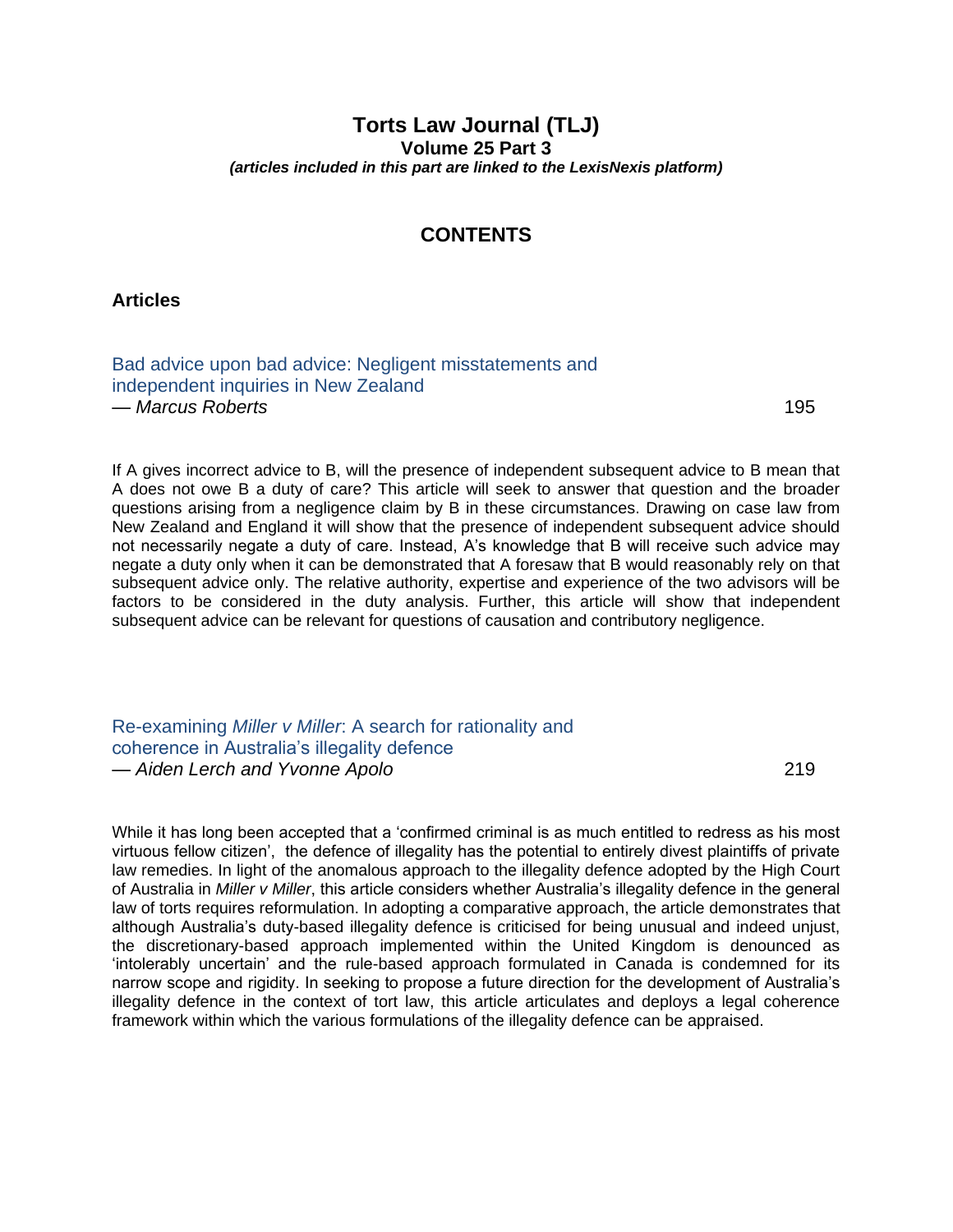# Torts Law Journal (TLJ)

**Volume 25 Part 3**

***(articles included in this part are linked to the LexisNexis platform)***

## CONTENTS

### Articles

Bad advice upon bad advice: Negligent misstatements and independent inquiries in New Zealand
— *Marcus Roberts* 195

If A gives incorrect advice to B, will the presence of independent subsequent advice to B mean that A does not owe B a duty of care? This article will seek to answer that question and the broader questions arising from a negligence claim by B in these circumstances. Drawing on case law from New Zealand and England it will show that the presence of independent subsequent advice should not necessarily negate a duty of care. Instead, A's knowledge that B will receive such advice may negate a duty only when it can be demonstrated that A foresaw that B would reasonably rely on that subsequent advice only. The relative authority, expertise and experience of the two advisors will be factors to be considered in the duty analysis. Further, this article will show that independent subsequent advice can be relevant for questions of causation and contributory negligence.

Re-examining *Miller v Miller*: A search for rationality and coherence in Australia's illegality defence
— *Aiden Lerch and Yvonne Apolo* 219

While it has long been accepted that a 'confirmed criminal is as much entitled to redress as his most virtuous fellow citizen', the defence of illegality has the potential to entirely divest plaintiffs of private law remedies. In light of the anomalous approach to the illegality defence adopted by the High Court of Australia in *Miller v Miller*, this article considers whether Australia's illegality defence in the general law of torts requires reformulation. In adopting a comparative approach, the article demonstrates that although Australia's duty-based illegality defence is criticised for being unusual and indeed unjust, the discretionary-based approach implemented within the United Kingdom is denounced as 'intolerably uncertain' and the rule-based approach formulated in Canada is condemned for its narrow scope and rigidity. In seeking to propose a future direction for the development of Australia's illegality defence in the context of tort law, this article articulates and deploys a legal coherence framework within which the various formulations of the illegality defence can be appraised.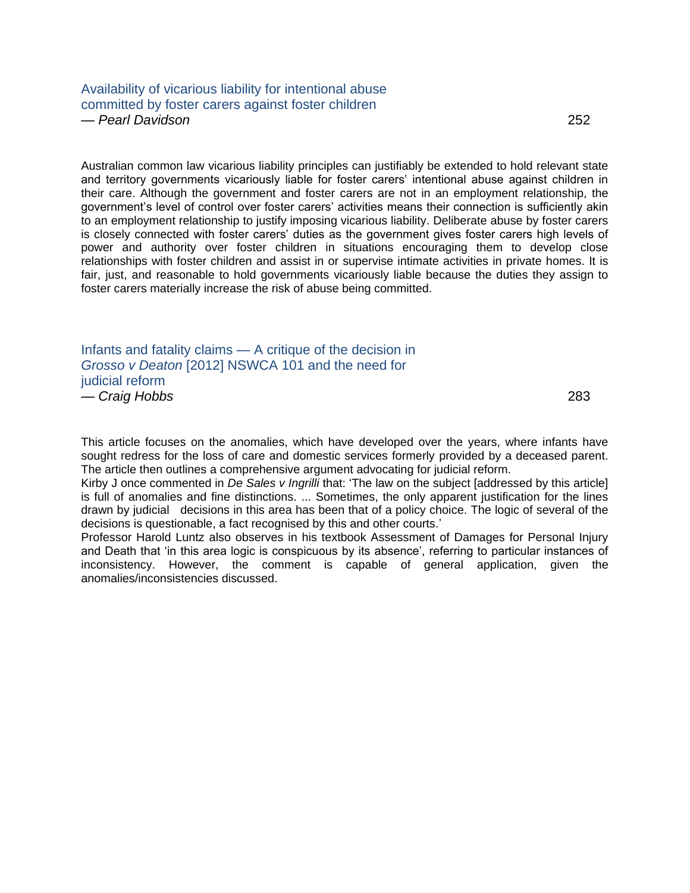## Availability of vicarious liability for intentional abuse committed by foster carers against foster children

*— Pearl Davidson* 252

Australian common law vicarious liability principles can justifiably be extended to hold relevant state and territory governments vicariously liable for foster carers' intentional abuse against children in their care. Although the government and foster carers are not in an employment relationship, the government's level of control over foster carers' activities means their connection is sufficiently akin to an employment relationship to justify imposing vicarious liability. Deliberate abuse by foster carers is closely connected with foster carers' duties as the government gives foster carers high levels of power and authority over foster children in situations encouraging them to develop close relationships with foster children and assist in or supervise intimate activities in private homes. It is fair, just, and reasonable to hold governments vicariously liable because the duties they assign to foster carers materially increase the risk of abuse being committed.

## Infants and fatality claims — A critique of the decision in *Grosso v Deaton* [2012] NSWCA 101 and the need for judicial reform

*— Craig Hobbs* 283

This article focuses on the anomalies, which have developed over the years, where infants have sought redress for the loss of care and domestic services formerly provided by a deceased parent. The article then outlines a comprehensive argument advocating for judicial reform.

Kirby J once commented in *De Sales v Ingrilli* that: 'The law on the subject [addressed by this article] is full of anomalies and fine distinctions. ... Sometimes, the only apparent justification for the lines drawn by judicial decisions in this area has been that of a policy choice. The logic of several of the decisions is questionable, a fact recognised by this and other courts.'

Professor Harold Luntz also observes in his textbook Assessment of Damages for Personal Injury and Death that 'in this area logic is conspicuous by its absence', referring to particular instances of inconsistency. However, the comment is capable of general application, given the anomalies/inconsistencies discussed.